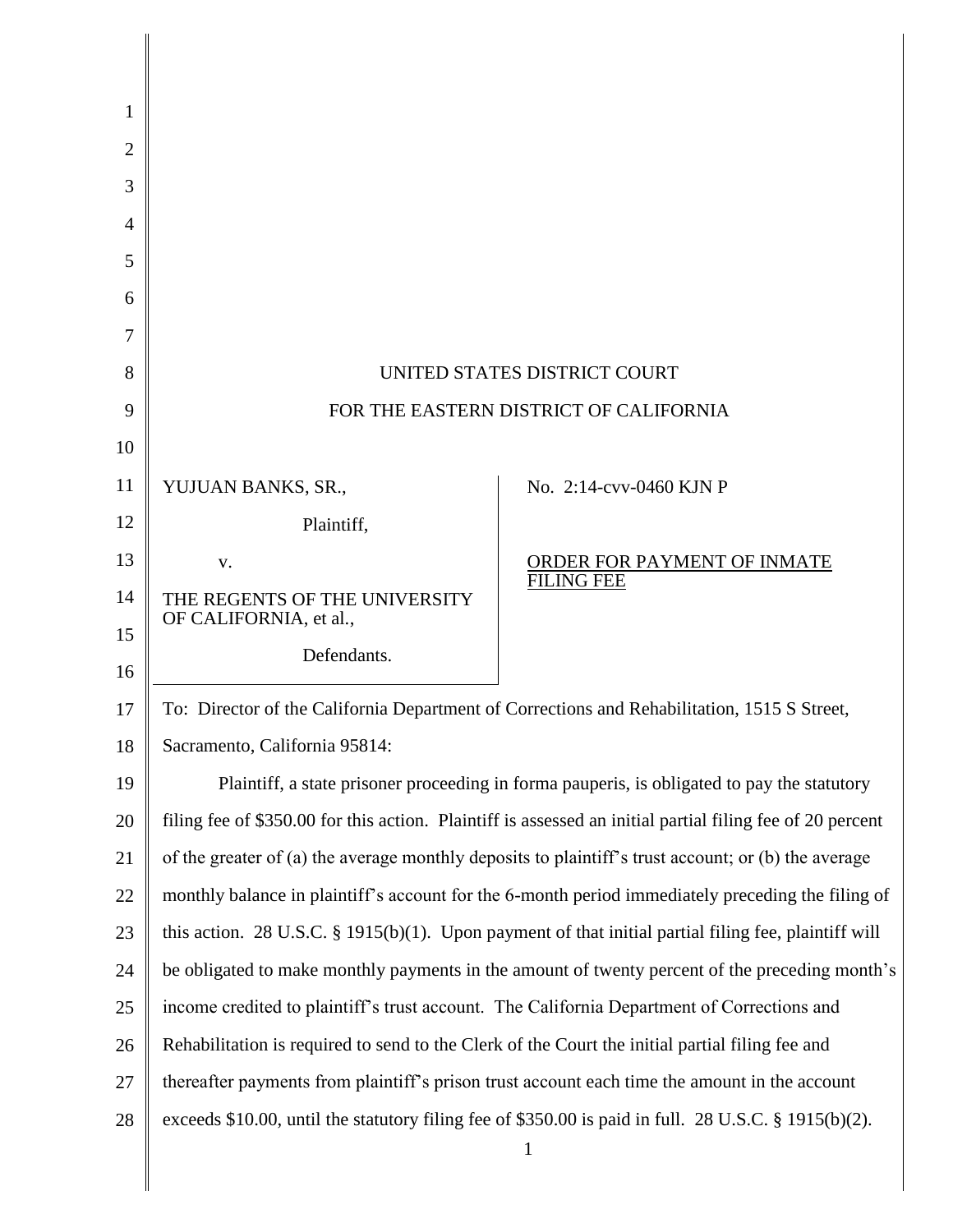UNITED STATES DISTRICT COURT

FOR THE EASTERN DISTRICT OF CALIFORNIA

| | |
|---|---|
| YUJUAN BANKS, SR.,<br><br>Plaintiff,<br><br>v.<br><br>THE REGENTS OF THE UNIVERSITY OF CALIFORNIA, et al.,<br><br>Defendants. | No. 2:14-cvv-0460 KJN P<br><br>ORDER FOR PAYMENT OF INMATE FILING FEE |

To: Director of the California Department of Corrections and Rehabilitation, 1515 S Street, Sacramento, California 95814:

Plaintiff, a state prisoner proceeding in forma pauperis, is obligated to pay the statutory filing fee of $350.00 for this action. Plaintiff is assessed an initial partial filing fee of 20 percent of the greater of (a) the average monthly deposits to plaintiff's trust account; or (b) the average monthly balance in plaintiff's account for the 6-month period immediately preceding the filing of this action. 28 U.S.C. § 1915(b)(1). Upon payment of that initial partial filing fee, plaintiff will be obligated to make monthly payments in the amount of twenty percent of the preceding month's income credited to plaintiff's trust account. The California Department of Corrections and Rehabilitation is required to send to the Clerk of the Court the initial partial filing fee and thereafter payments from plaintiff's prison trust account each time the amount in the account exceeds $10.00, until the statutory filing fee of $350.00 is paid in full. 28 U.S.C. § 1915(b)(2).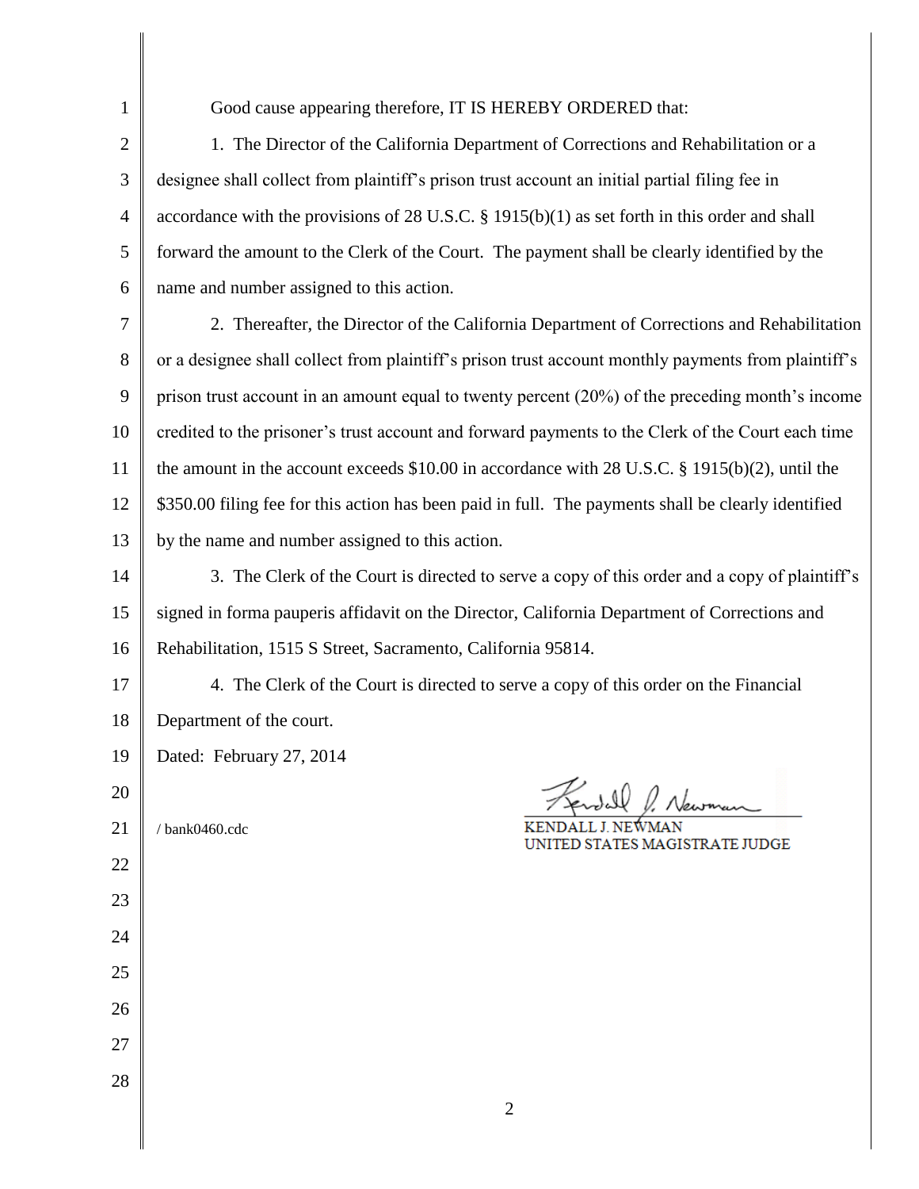Good cause appearing therefore, IT IS HEREBY ORDERED that:

1. The Director of the California Department of Corrections and Rehabilitation or a designee shall collect from plaintiff's prison trust account an initial partial filing fee in accordance with the provisions of 28 U.S.C. § 1915(b)(1) as set forth in this order and shall forward the amount to the Clerk of the Court. The payment shall be clearly identified by the name and number assigned to this action.

2. Thereafter, the Director of the California Department of Corrections and Rehabilitation or a designee shall collect from plaintiff's prison trust account monthly payments from plaintiff's prison trust account in an amount equal to twenty percent (20%) of the preceding month's income credited to the prisoner's trust account and forward payments to the Clerk of the Court each time the amount in the account exceeds $10.00 in accordance with 28 U.S.C. § 1915(b)(2), until the $350.00 filing fee for this action has been paid in full. The payments shall be clearly identified by the name and number assigned to this action.

3. The Clerk of the Court is directed to serve a copy of this order and a copy of plaintiff's signed in forma pauperis affidavit on the Director, California Department of Corrections and Rehabilitation, 1515 S Street, Sacramento, California 95814.

4. The Clerk of the Court is directed to serve a copy of this order on the Financial Department of the court.

Dated: February 27, 2014

/ bank0460.cdc

KENDALL J. NEWMAN
UNITED STATES MAGISTRATE JUDGE